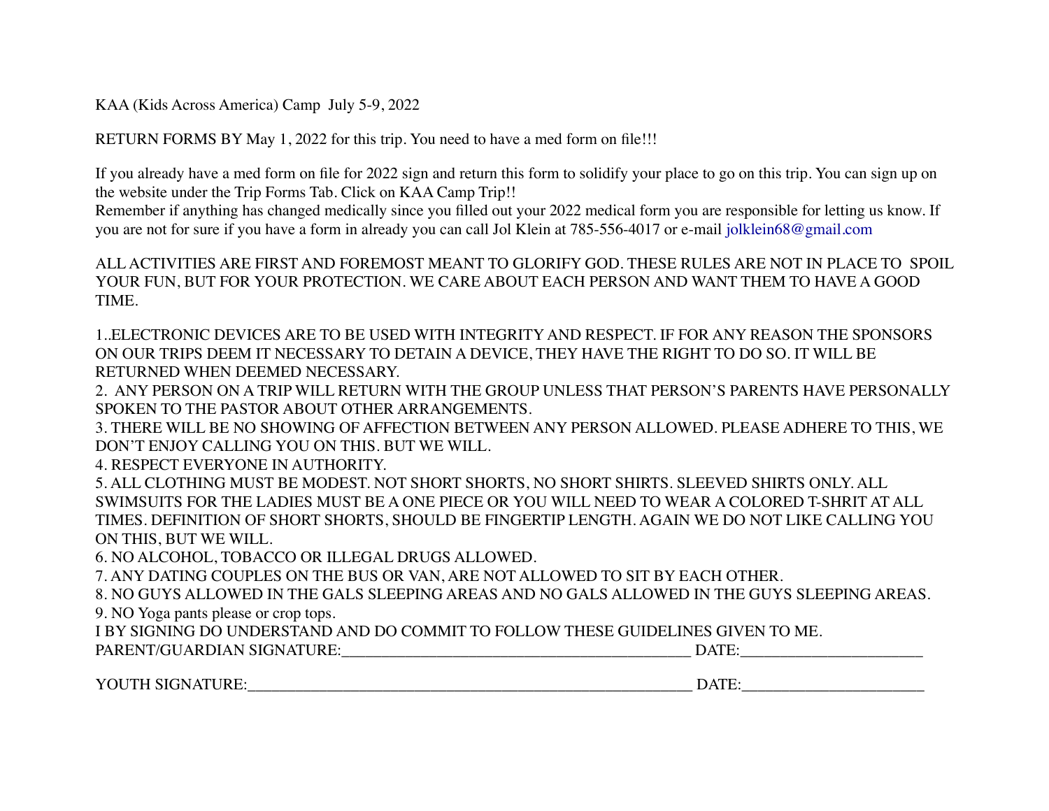KAA (Kids Across America) Camp July 5-9, 2022

RETURN FORMS BY May 1, 2022 for this trip. You need to have a med form on file!!!

If you already have a med form on file for 2022 sign and return this form to solidify your place to go on this trip. You can sign up on the website under the Trip Forms Tab. Click on KAA Camp Trip!!
Remember if anything has changed medically since you filled out your 2022 medical form you are responsible for letting us know. If you are not for sure if you have a form in already you can call Jol Klein at 785-556-4017 or e-mail jolklein68@gmail.com

ALL ACTIVITIES ARE FIRST AND FOREMOST MEANT TO GLORIFY GOD. THESE RULES ARE NOT IN PLACE TO SPOIL YOUR FUN, BUT FOR YOUR PROTECTION. WE CARE ABOUT EACH PERSON AND WANT THEM TO HAVE A GOOD TIME.

1..ELECTRONIC DEVICES ARE TO BE USED WITH INTEGRITY AND RESPECT. IF FOR ANY REASON THE SPONSORS ON OUR TRIPS DEEM IT NECESSARY TO DETAIN A DEVICE, THEY HAVE THE RIGHT TO DO SO. IT WILL BE RETURNED WHEN DEEMED NECESSARY.
2. ANY PERSON ON A TRIP WILL RETURN WITH THE GROUP UNLESS THAT PERSON'S PARENTS HAVE PERSONALLY SPOKEN TO THE PASTOR ABOUT OTHER ARRANGEMENTS.
3. THERE WILL BE NO SHOWING OF AFFECTION BETWEEN ANY PERSON ALLOWED. PLEASE ADHERE TO THIS, WE DON'T ENJOY CALLING YOU ON THIS. BUT WE WILL.
4. RESPECT EVERYONE IN AUTHORITY.
5. ALL CLOTHING MUST BE MODEST. NOT SHORT SHORTS, NO SHORT SHIRTS. SLEEVED SHIRTS ONLY. ALL SWIMSUITS FOR THE LADIES MUST BE A ONE PIECE OR YOU WILL NEED TO WEAR A COLORED T-SHRIT AT ALL TIMES. DEFINITION OF SHORT SHORTS, SHOULD BE FINGERTIP LENGTH. AGAIN WE DO NOT LIKE CALLING YOU ON THIS, BUT WE WILL.
6. NO ALCOHOL, TOBACCO OR ILLEGAL DRUGS ALLOWED.
7. ANY DATING COUPLES ON THE BUS OR VAN, ARE NOT ALLOWED TO SIT BY EACH OTHER.
8. NO GUYS ALLOWED IN THE GALS SLEEPING AREAS AND NO GALS ALLOWED IN THE GUYS SLEEPING AREAS.
9. NO Yoga pants please or crop tops.

I BY SIGNING DO UNDERSTAND AND DO COMMIT TO FOLLOW THESE GUIDELINES GIVEN TO ME.

PARENT/GUARDIAN SIGNATURE:____________________________________________ DATE:_______________________

YOUTH SIGNATURE:_________________________________________________________ DATE:_______________________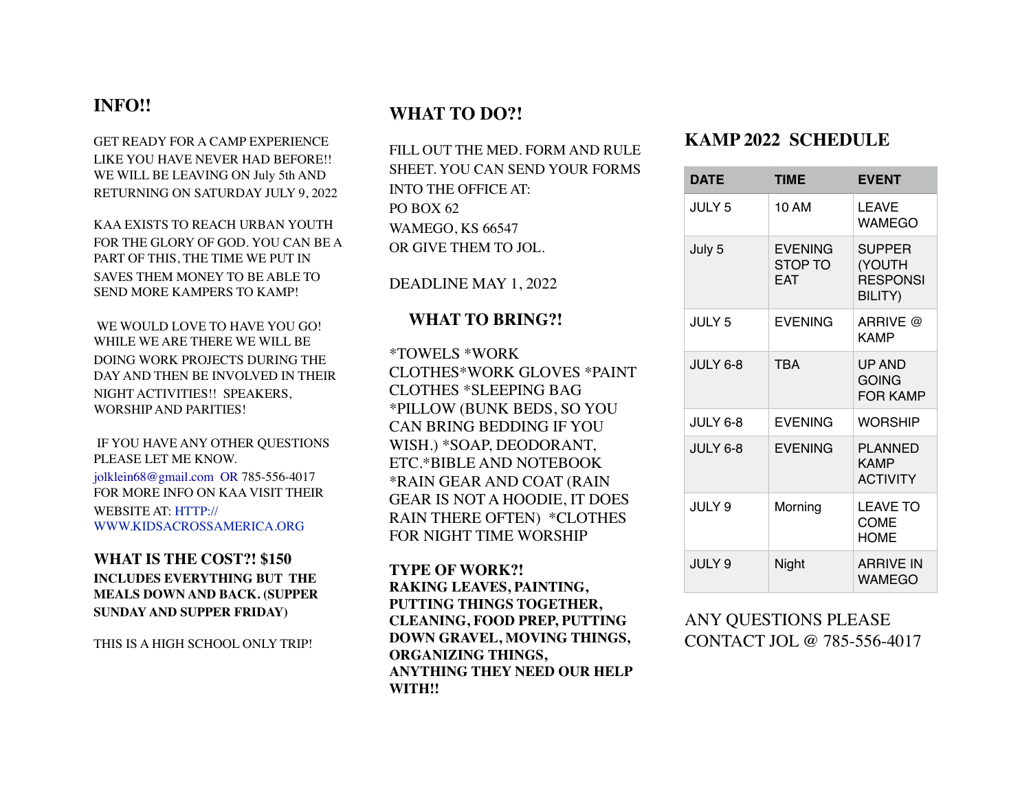## INFO!!

GET READY FOR A CAMP EXPERIENCE LIKE YOU HAVE NEVER HAD BEFORE!! WE WILL BE LEAVING ON July 5th AND RETURNING ON SATURDAY JULY 9, 2022

KAA EXISTS TO REACH URBAN YOUTH FOR THE GLORY OF GOD. YOU CAN BE A PART OF THIS, THE TIME WE PUT IN SAVES THEM MONEY TO BE ABLE TO SEND MORE KAMPERS TO KAMP!

WE WOULD LOVE TO HAVE YOU GO! WHILE WE ARE THERE WE WILL BE DOING WORK PROJECTS DURING THE DAY AND THEN BE INVOLVED IN THEIR NIGHT ACTIVITIES!! SPEAKERS, WORSHIP AND PARITIES!

IF YOU HAVE ANY OTHER QUESTIONS PLEASE LET ME KNOW.
jolklein68@gmail.com OR 785-556-4017
FOR MORE INFO ON KAA VISIT THEIR WEBSITE AT: HTTP://WWW.KIDSACROSSAMERICA.ORG

**WHAT IS THE COST?! $150**
**INCLUDES EVERYTHING BUT THE MEALS DOWN AND BACK. (SUPPER SUNDAY AND SUPPER FRIDAY)**

THIS IS A HIGH SCHOOL ONLY TRIP!

## WHAT TO DO?!

FILL OUT THE MED. FORM AND RULE SHEET. YOU CAN SEND YOUR FORMS INTO THE OFFICE AT:
PO BOX 62
WAMEGO, KS 66547
OR GIVE THEM TO JOL.

DEADLINE MAY 1, 2022

## WHAT TO BRING?!

*TOWELS *WORK CLOTHES*WORK GLOVES *PAINT CLOTHES *SLEEPING BAG *PILLOW (BUNK BEDS, SO YOU CAN BRING BEDDING IF YOU WISH.) *SOAP, DEODORANT, ETC.*BIBLE AND NOTEBOOK *RAIN GEAR AND COAT (RAIN GEAR IS NOT A HOODIE, IT DOES RAIN THERE OFTEN) *CLOTHES FOR NIGHT TIME WORSHIP

**TYPE OF WORK?!**
**RAKING LEAVES, PAINTING, PUTTING THINGS TOGETHER, CLEANING, FOOD PREP, PUTTING DOWN GRAVEL, MOVING THINGS, ORGANIZING THINGS, ANYTHING THEY NEED OUR HELP WITH!!**

## KAMP 2022 SCHEDULE

| DATE | TIME | EVENT |
|---|---|---|
| JULY 5 | 10 AM | LEAVE WAMEGO |
| July 5 | EVENING STOP TO EAT | SUPPER (YOUTH RESPONSIBILITY) |
| JULY 5 | EVENING | ARRIVE @ KAMP |
| JULY 6-8 | TBA | UP AND GOING FOR KAMP |
| JULY 6-8 | EVENING | WORSHIP |
| JULY 6-8 | EVENING | PLANNED KAMP ACTIVITY |
| JULY 9 | Morning | LEAVE TO COME HOME |
| JULY 9 | Night | ARRIVE IN WAMEGO |

ANY QUESTIONS PLEASE CONTACT JOL @ 785-556-4017